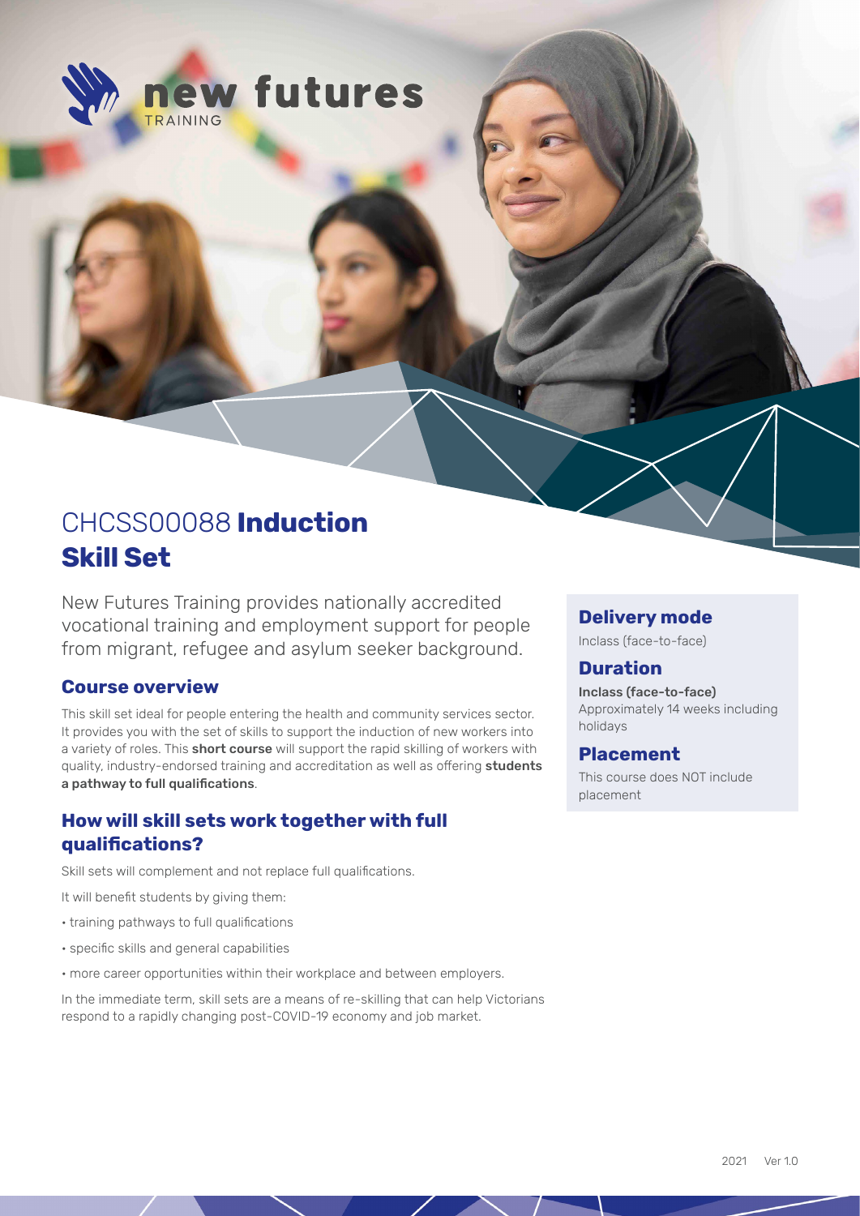new futures TRAINING

# CHCSS00088 **Induction Skill Set**

New Futures Training provides nationally accredited vocational training and employment support for people from migrant, refugee and asylum seeker background.

## Course overview

This skill set ideal for people entering the health and community services sector. It provides you with the set of skills to support the induction of new workers into a variety of roles. This **short course** will support the rapid skilling of workers with quality, industry-endorsed training and accreditation as well as offering **students a pathway to full qualifications**.

## How will skill sets work together with full qualifications?

Skill sets will complement and not replace full qualifications.

It will benefit students by giving them:

- training pathways to full qualifications
- specific skills and general capabilities
- more career opportunities within their workplace and between employers.

In the immediate term, skill sets are a means of re-skilling that can help Victorians respond to a rapidly changing post-COVID-19 economy and job market.

## Delivery mode

Inclass (face-to-face)

## Duration

**Inclass (face-to-face)**
Approximately 14 weeks including holidays

## Placement

This course does NOT include placement

2021 Ver 1.0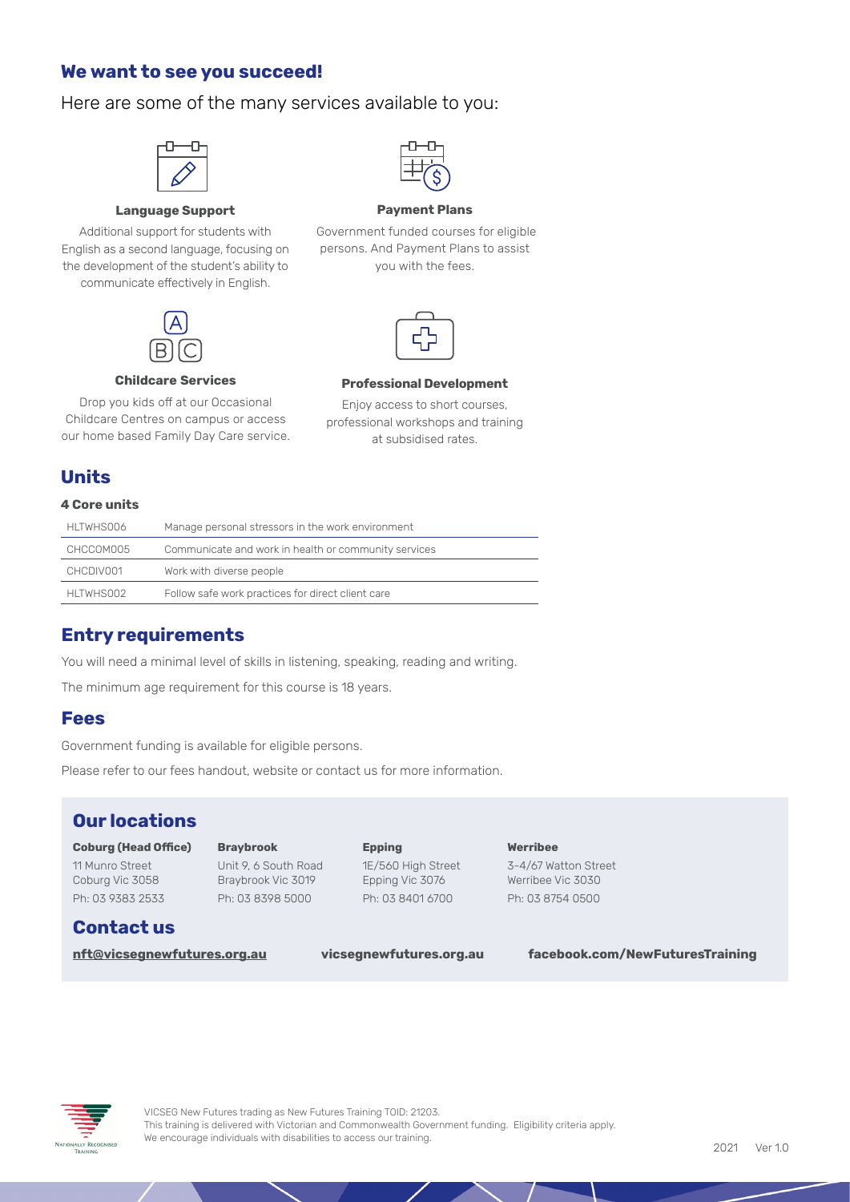## We want to see you succeed!

Here are some of the many services available to you:

**Language Support**

Additional support for students with English as a second language, focusing on the development of the student's ability to communicate effectively in English.

**Payment Plans**

Government funded courses for eligible persons. And Payment Plans to assist you with the fees.

**Childcare Services**

Drop you kids off at our Occasional Childcare Centres on campus or access our home based Family Day Care service.

**Professional Development**

Enjoy access to short courses, professional workshops and training at subsidised rates.

## Units

**4 Core units**

| | |
|---|---|
| HLTWHS006 | Manage personal stressors in the work environment |
| CHCCOM005 | Communicate and work in health or community services |
| CHCDIV001 | Work with diverse people |
| HLTWHS002 | Follow safe work practices for direct client care |

## Entry requirements

You will need a minimal level of skills in listening, speaking, reading and writing.

The minimum age requirement for this course is 18 years.

## Fees

Government funding is available for eligible persons.

Please refer to our fees handout, website or contact us for more information.

## Our locations

**Coburg (Head Office)**
11 Munro Street
Coburg Vic 3058
Ph: 03 9383 2533

**Braybrook**
Unit 9, 6 South Road
Braybrook Vic 3019
Ph: 03 8398 5000

**Epping**
1E/560 High Street
Epping Vic 3076
Ph: 03 8401 6700

**Werribee**
3-4/67 Watton Street
Werribee Vic 3030
Ph: 03 8754 0500

## Contact us

**nft@vicsegnewfutures.org.au** **vicsegnewfutures.org.au** **facebook.com/NewFuturesTraining**

NATIONALLY RECOGNISED TRAINING

VICSEG New Futures trading as New Futures Training TOID: 21203.
This training is delivered with Victorian and Commonwealth Government funding. Eligibility criteria apply.
We encourage individuals with disabilities to access our training.

2021 Ver 1.0